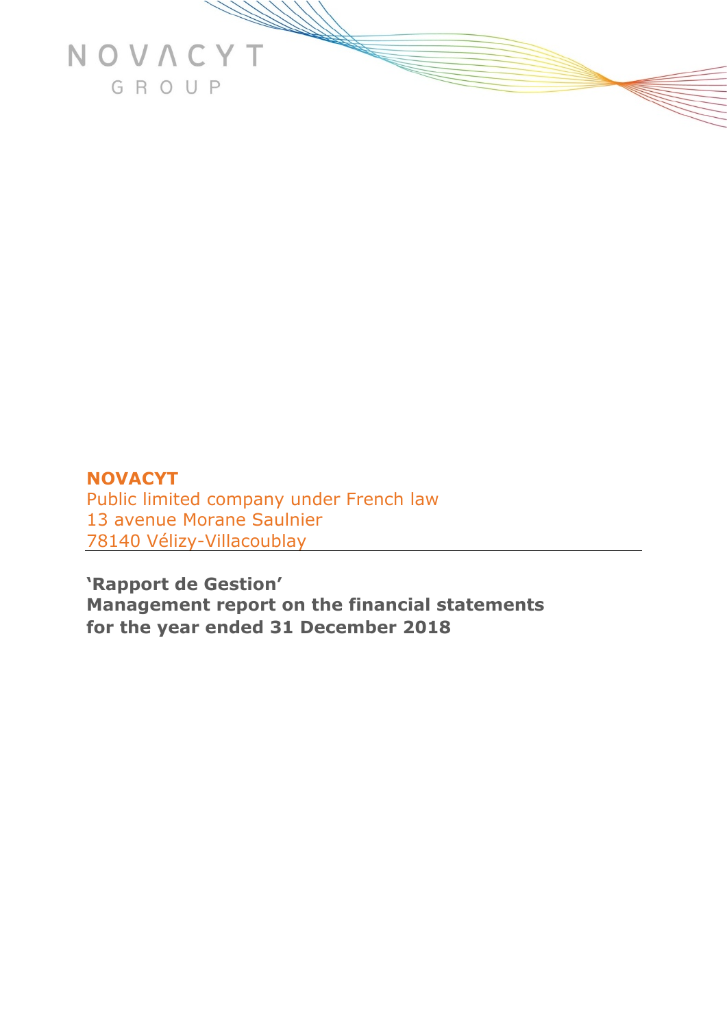NOVACYT

GROUP

**NOVACYT**

Public limited company under French law
13 avenue Morane Saulnier
78140 Vélizy-Villacoublay

**'Rapport de Gestion'**
**Management report on the financial statements**
**for the year ended 31 December 2018**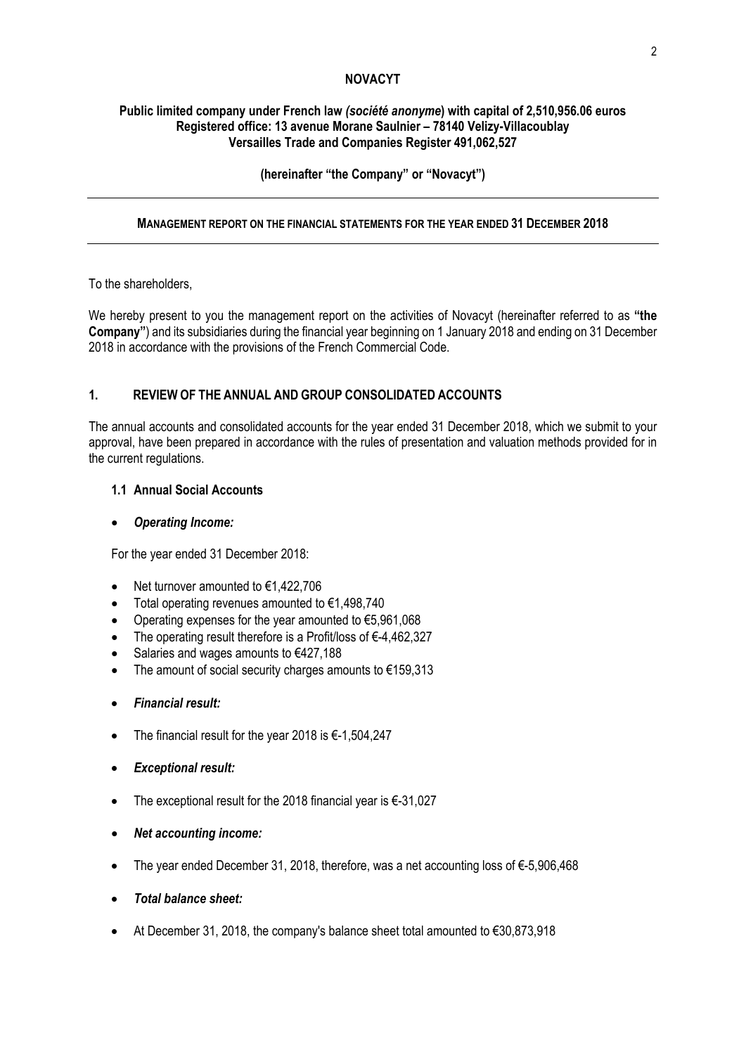**NOVACYT**

**Public limited company under French law *(société anonyme*) with capital of 2,510,956.06 euros**
**Registered office: 13 avenue Morane Saulnier – 78140 Velizy-Villacoublay**
**Versailles Trade and Companies Register 491,062,527**

**(hereinafter "the Company" or "Novacyt")**

---

**MANAGEMENT REPORT ON THE FINANCIAL STATEMENTS FOR THE YEAR ENDED 31 DECEMBER 2018**

---

To the shareholders,

We hereby present to you the management report on the activities of Novacyt (hereinafter referred to as **"the Company"**) and its subsidiaries during the financial year beginning on 1 January 2018 and ending on 31 December 2018 in accordance with the provisions of the French Commercial Code.

## 1. REVIEW OF THE ANNUAL AND GROUP CONSOLIDATED ACCOUNTS

The annual accounts and consolidated accounts for the year ended 31 December 2018, which we submit to your approval, have been prepared in accordance with the rules of presentation and valuation methods provided for in the current regulations.

### 1.1 Annual Social Accounts

- ***Operating Income:***

For the year ended 31 December 2018:

- Net turnover amounted to €1,422,706
- Total operating revenues amounted to €1,498,740
- Operating expenses for the year amounted to €5,961,068
- The operating result therefore is a Profit/loss of €-4,462,327
- Salaries and wages amounts to €427,188
- The amount of social security charges amounts to €159,313

- ***Financial result:***

- The financial result for the year 2018 is €-1,504,247

- ***Exceptional result:***

- The exceptional result for the 2018 financial year is €-31,027

- ***Net accounting income:***

- The year ended December 31, 2018, therefore, was a net accounting loss of €-5,906,468

- ***Total balance sheet:***

- At December 31, 2018, the company's balance sheet total amounted to €30,873,918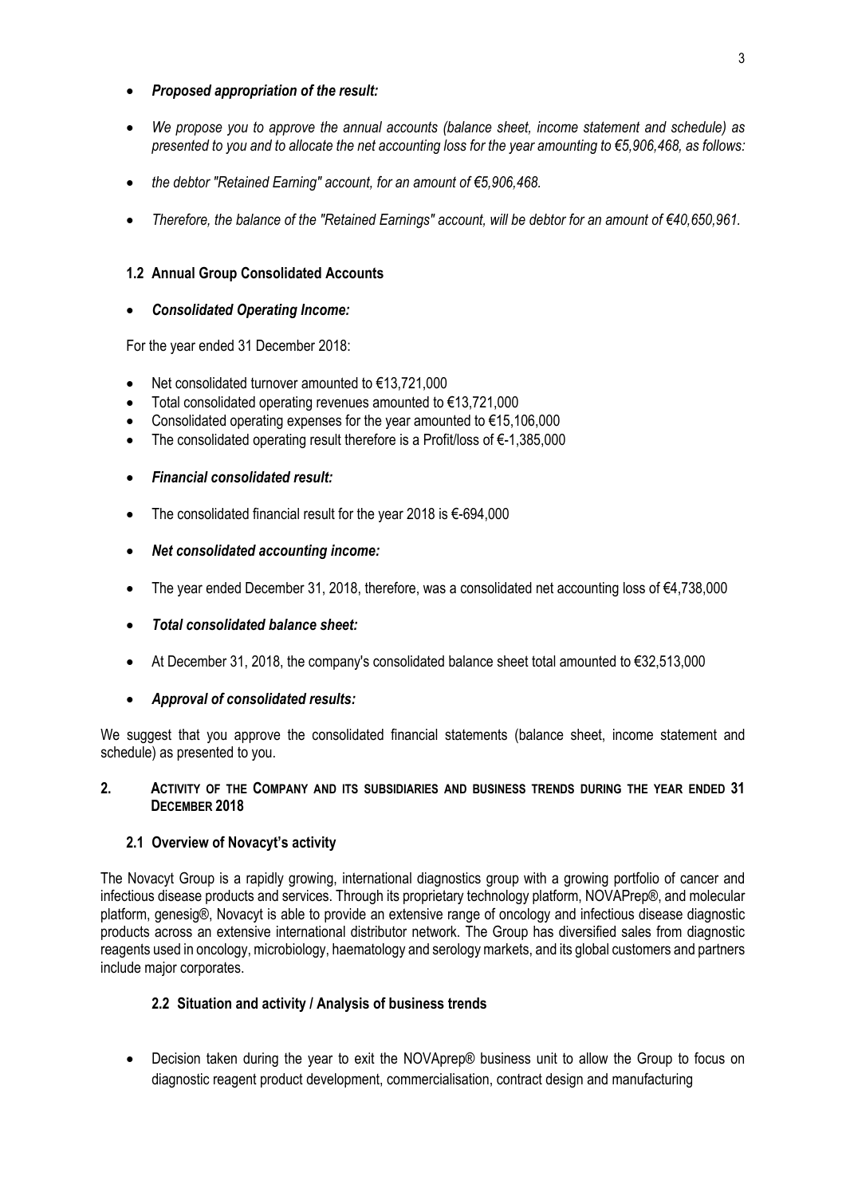- ***Proposed appropriation of the result:***

- *We propose you to approve the annual accounts (balance sheet, income statement and schedule) as presented to you and to allocate the net accounting loss for the year amounting to €5,906,468, as follows:*

- *the debtor "Retained Earning" account, for an amount of €5,906,468.*

- *Therefore, the balance of the "Retained Earnings" account, will be debtor for an amount of €40,650,961.*

### 1.2 Annual Group Consolidated Accounts

- ***Consolidated Operating Income:***

For the year ended 31 December 2018:

- Net consolidated turnover amounted to €13,721,000
- Total consolidated operating revenues amounted to €13,721,000
- Consolidated operating expenses for the year amounted to €15,106,000
- The consolidated operating result therefore is a Profit/loss of €-1,385,000

- ***Financial consolidated result:***

- The consolidated financial result for the year 2018 is €-694,000

- ***Net consolidated accounting income:***

- The year ended December 31, 2018, therefore, was a consolidated net accounting loss of €4,738,000

- ***Total consolidated balance sheet:***

- At December 31, 2018, the company's consolidated balance sheet total amounted to €32,513,000

- ***Approval of consolidated results:***

We suggest that you approve the consolidated financial statements (balance sheet, income statement and schedule) as presented to you.

## 2. ACTIVITY OF THE COMPANY AND ITS SUBSIDIARIES AND BUSINESS TRENDS DURING THE YEAR ENDED 31 DECEMBER 2018

### 2.1 Overview of Novacyt's activity

The Novacyt Group is a rapidly growing, international diagnostics group with a growing portfolio of cancer and infectious disease products and services. Through its proprietary technology platform, NOVAPrep®, and molecular platform, genesig®, Novacyt is able to provide an extensive range of oncology and infectious disease diagnostic products across an extensive international distributor network. The Group has diversified sales from diagnostic reagents used in oncology, microbiology, haematology and serology markets, and its global customers and partners include major corporates.

### 2.2 Situation and activity / Analysis of business trends

- Decision taken during the year to exit the NOVAprep® business unit to allow the Group to focus on diagnostic reagent product development, commercialisation, contract design and manufacturing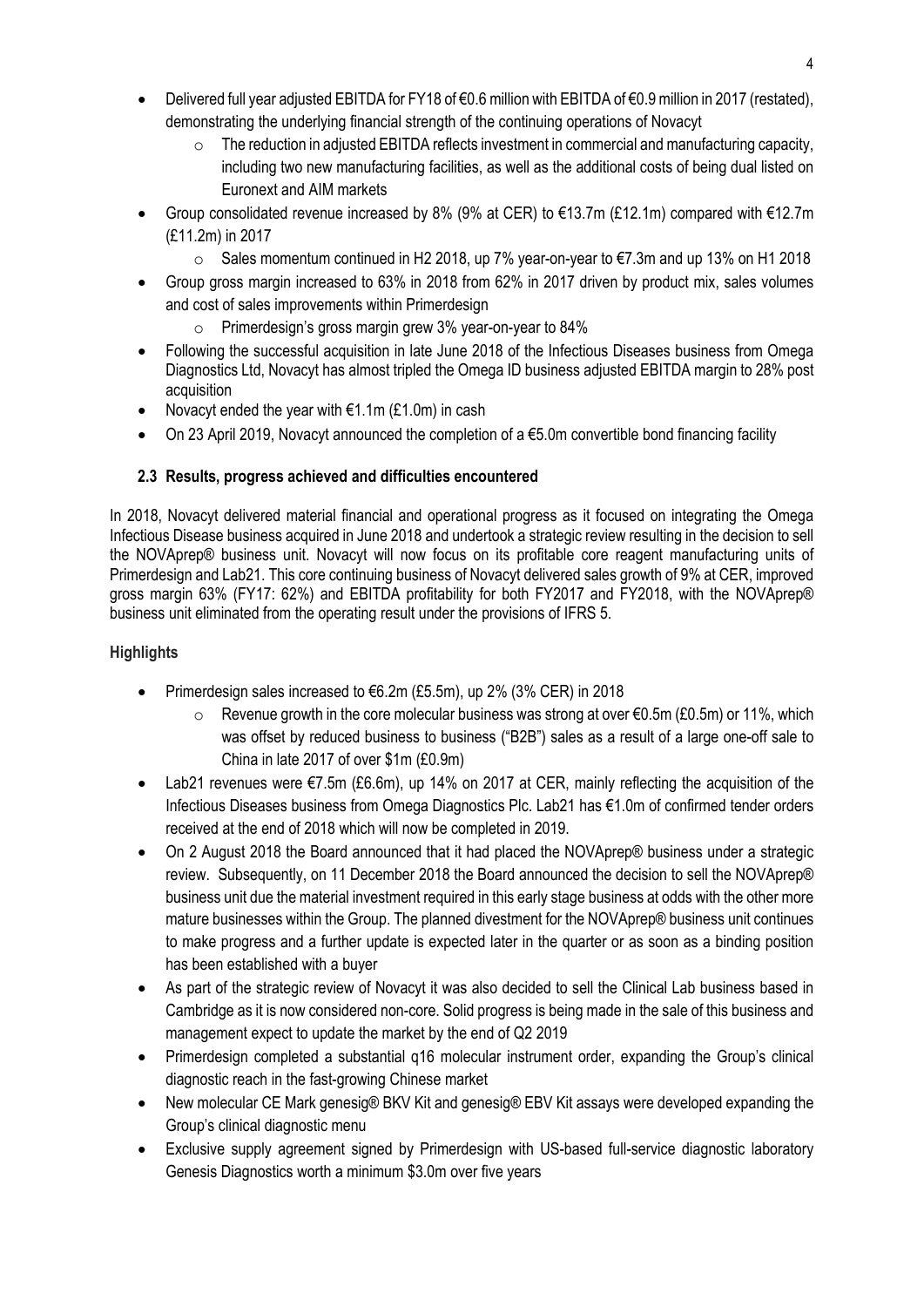- Delivered full year adjusted EBITDA for FY18 of €0.6 million with EBITDA of €0.9 million in 2017 (restated), demonstrating the underlying financial strength of the continuing operations of Novacyt
  - The reduction in adjusted EBITDA reflects investment in commercial and manufacturing capacity, including two new manufacturing facilities, as well as the additional costs of being dual listed on Euronext and AIM markets
- Group consolidated revenue increased by 8% (9% at CER) to €13.7m (£12.1m) compared with €12.7m (£11.2m) in 2017
  - Sales momentum continued in H2 2018, up 7% year-on-year to €7.3m and up 13% on H1 2018
- Group gross margin increased to 63% in 2018 from 62% in 2017 driven by product mix, sales volumes and cost of sales improvements within Primerdesign
  - Primerdesign's gross margin grew 3% year-on-year to 84%
- Following the successful acquisition in late June 2018 of the Infectious Diseases business from Omega Diagnostics Ltd, Novacyt has almost tripled the Omega ID business adjusted EBITDA margin to 28% post acquisition
- Novacyt ended the year with €1.1m (£1.0m) in cash
- On 23 April 2019, Novacyt announced the completion of a €5.0m convertible bond financing facility

### 2.3 Results, progress achieved and difficulties encountered

In 2018, Novacyt delivered material financial and operational progress as it focused on integrating the Omega Infectious Disease business acquired in June 2018 and undertook a strategic review resulting in the decision to sell the NOVAprep® business unit. Novacyt will now focus on its profitable core reagent manufacturing units of Primerdesign and Lab21. This core continuing business of Novacyt delivered sales growth of 9% at CER, improved gross margin 63% (FY17: 62%) and EBITDA profitability for both FY2017 and FY2018, with the NOVAprep® business unit eliminated from the operating result under the provisions of IFRS 5.

**Highlights**

- Primerdesign sales increased to €6.2m (£5.5m), up 2% (3% CER) in 2018
  - Revenue growth in the core molecular business was strong at over €0.5m (£0.5m) or 11%, which was offset by reduced business to business ("B2B") sales as a result of a large one-off sale to China in late 2017 of over $1m (£0.9m)
- Lab21 revenues were €7.5m (£6.6m), up 14% on 2017 at CER, mainly reflecting the acquisition of the Infectious Diseases business from Omega Diagnostics Plc. Lab21 has €1.0m of confirmed tender orders received at the end of 2018 which will now be completed in 2019.
- On 2 August 2018 the Board announced that it had placed the NOVAprep® business under a strategic review. Subsequently, on 11 December 2018 the Board announced the decision to sell the NOVAprep® business unit due the material investment required in this early stage business at odds with the other more mature businesses within the Group. The planned divestment for the NOVAprep® business unit continues to make progress and a further update is expected later in the quarter or as soon as a binding position has been established with a buyer
- As part of the strategic review of Novacyt it was also decided to sell the Clinical Lab business based in Cambridge as it is now considered non-core. Solid progress is being made in the sale of this business and management expect to update the market by the end of Q2 2019
- Primerdesign completed a substantial q16 molecular instrument order, expanding the Group's clinical diagnostic reach in the fast-growing Chinese market
- New molecular CE Mark genesig® BKV Kit and genesig® EBV Kit assays were developed expanding the Group's clinical diagnostic menu
- Exclusive supply agreement signed by Primerdesign with US-based full-service diagnostic laboratory Genesis Diagnostics worth a minimum $3.0m over five years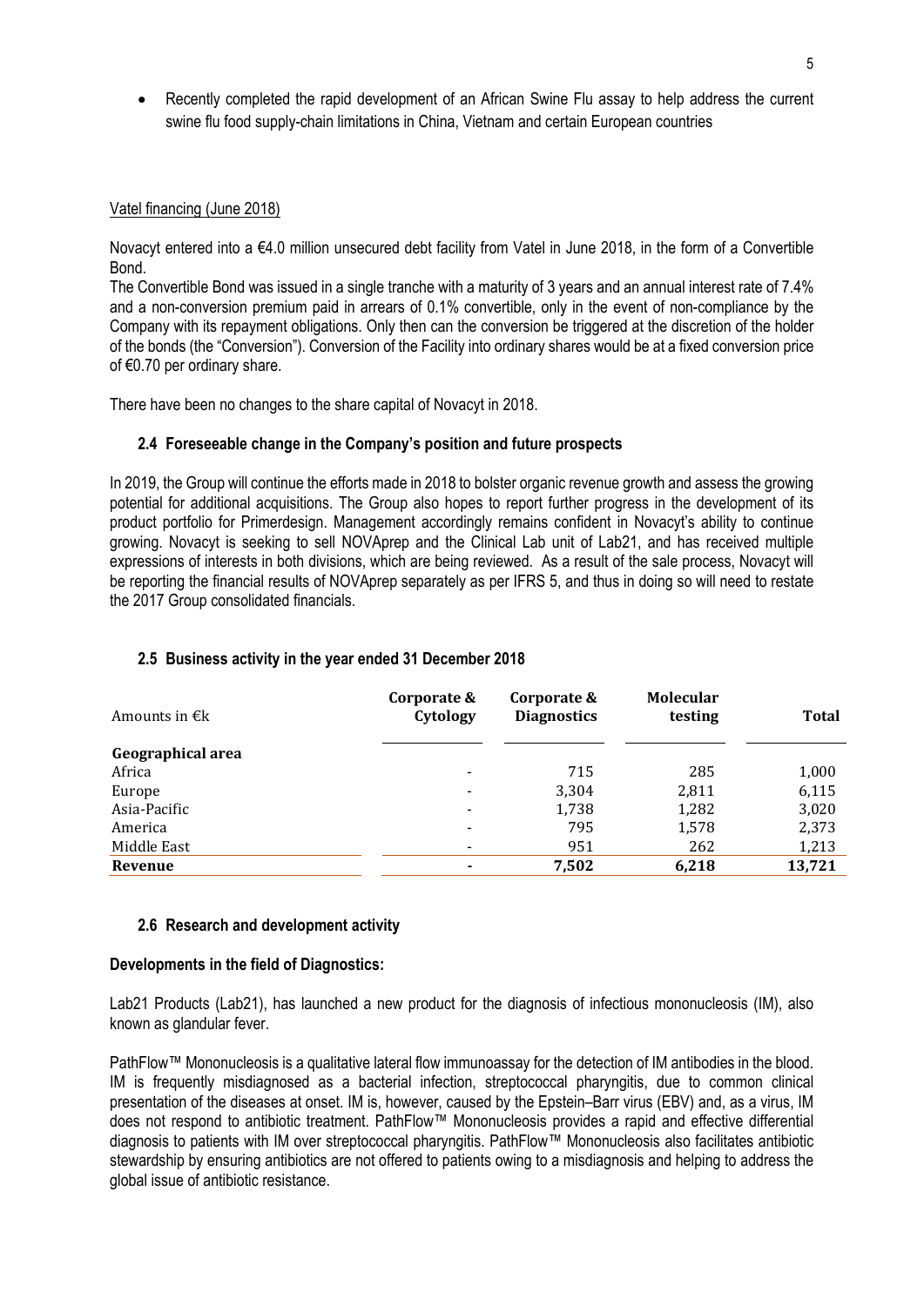- Recently completed the rapid development of an African Swine Flu assay to help address the current swine flu food supply-chain limitations in China, Vietnam and certain European countries

Vatel financing (June 2018)

Novacyt entered into a €4.0 million unsecured debt facility from Vatel in June 2018, in the form of a Convertible Bond.

The Convertible Bond was issued in a single tranche with a maturity of 3 years and an annual interest rate of 7.4% and a non-conversion premium paid in arrears of 0.1% convertible, only in the event of non-compliance by the Company with its repayment obligations. Only then can the conversion be triggered at the discretion of the holder of the bonds (the "Conversion"). Conversion of the Facility into ordinary shares would be at a fixed conversion price of €0.70 per ordinary share.

There have been no changes to the share capital of Novacyt in 2018.

### 2.4 Foreseeable change in the Company's position and future prospects

In 2019, the Group will continue the efforts made in 2018 to bolster organic revenue growth and assess the growing potential for additional acquisitions. The Group also hopes to report further progress in the development of its product portfolio for Primerdesign. Management accordingly remains confident in Novacyt's ability to continue growing. Novacyt is seeking to sell NOVAprep and the Clinical Lab unit of Lab21, and has received multiple expressions of interests in both divisions, which are being reviewed. As a result of the sale process, Novacyt will be reporting the financial results of NOVAprep separately as per IFRS 5, and thus in doing so will need to restate the 2017 Group consolidated financials.

### 2.5 Business activity in the year ended 31 December 2018

| Amounts in €k | Corporate & Cytology | Corporate & Diagnostics | Molecular testing | Total |
|---|---|---|---|---|
| **Geographical area** | | | | |
| Africa | - | 715 | 285 | 1,000 |
| Europe | - | 3,304 | 2,811 | 6,115 |
| Asia-Pacific | - | 1,738 | 1,282 | 3,020 |
| America | - | 795 | 1,578 | 2,373 |
| Middle East | - | 951 | 262 | 1,213 |
| **Revenue** | **-** | **7,502** | **6,218** | **13,721** |

### 2.6 Research and development activity

**Developments in the field of Diagnostics:**

Lab21 Products (Lab21), has launched a new product for the diagnosis of infectious mononucleosis (IM), also known as glandular fever.

PathFlow™ Mononucleosis is a qualitative lateral flow immunoassay for the detection of IM antibodies in the blood. IM is frequently misdiagnosed as a bacterial infection, streptococcal pharyngitis, due to common clinical presentation of the diseases at onset. IM is, however, caused by the Epstein–Barr virus (EBV) and, as a virus, IM does not respond to antibiotic treatment. PathFlow™ Mononucleosis provides a rapid and effective differential diagnosis to patients with IM over streptococcal pharyngitis. PathFlow™ Mononucleosis also facilitates antibiotic stewardship by ensuring antibiotics are not offered to patients owing to a misdiagnosis and helping to address the global issue of antibiotic resistance.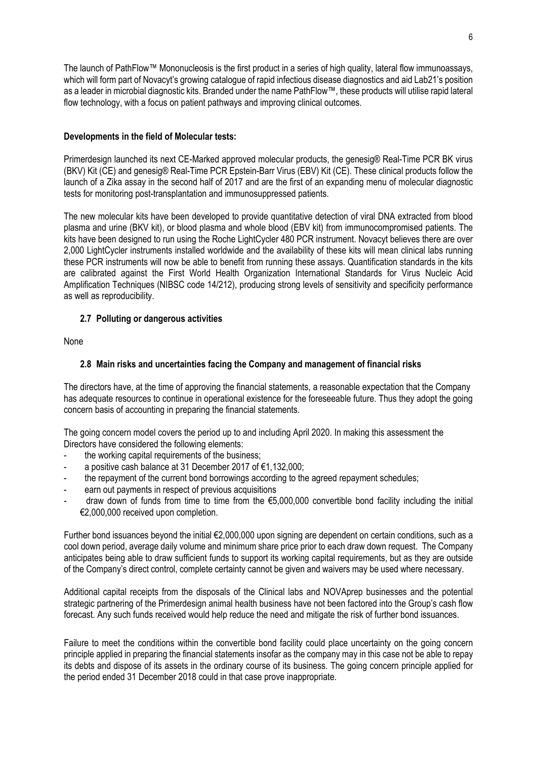The launch of PathFlow™ Mononucleosis is the first product in a series of high quality, lateral flow immunoassays, which will form part of Novacyt's growing catalogue of rapid infectious disease diagnostics and aid Lab21's position as a leader in microbial diagnostic kits. Branded under the name PathFlow™, these products will utilise rapid lateral flow technology, with a focus on patient pathways and improving clinical outcomes.

**Developments in the field of Molecular tests:**

Primerdesign launched its next CE-Marked approved molecular products, the genesig® Real-Time PCR BK virus (BKV) Kit (CE) and genesig® Real-Time PCR Epstein-Barr Virus (EBV) Kit (CE). These clinical products follow the launch of a Zika assay in the second half of 2017 and are the first of an expanding menu of molecular diagnostic tests for monitoring post-transplantation and immunosuppressed patients.

The new molecular kits have been developed to provide quantitative detection of viral DNA extracted from blood plasma and urine (BKV kit), or blood plasma and whole blood (EBV kit) from immunocompromised patients. The kits have been designed to run using the Roche LightCycler 480 PCR instrument. Novacyt believes there are over 2,000 LightCycler instruments installed worldwide and the availability of these kits will mean clinical labs running these PCR instruments will now be able to benefit from running these assays. Quantification standards in the kits are calibrated against the First World Health Organization International Standards for Virus Nucleic Acid Amplification Techniques (NIBSC code 14/212), producing strong levels of sensitivity and specificity performance as well as reproducibility.

### 2.7 Polluting or dangerous activities

None

### 2.8 Main risks and uncertainties facing the Company and management of financial risks

The directors have, at the time of approving the financial statements, a reasonable expectation that the Company has adequate resources to continue in operational existence for the foreseeable future. Thus they adopt the going concern basis of accounting in preparing the financial statements.

The going concern model covers the period up to and including April 2020. In making this assessment the Directors have considered the following elements:

- the working capital requirements of the business;
- a positive cash balance at 31 December 2017 of €1,132,000;
- the repayment of the current bond borrowings according to the agreed repayment schedules;
- earn out payments in respect of previous acquisitions
- draw down of funds from time to time from the €5,000,000 convertible bond facility including the initial €2,000,000 received upon completion.

Further bond issuances beyond the initial €2,000,000 upon signing are dependent on certain conditions, such as a cool down period, average daily volume and minimum share price prior to each draw down request. The Company anticipates being able to draw sufficient funds to support its working capital requirements, but as they are outside of the Company's direct control, complete certainty cannot be given and waivers may be used where necessary.

Additional capital receipts from the disposals of the Clinical labs and NOVAprep businesses and the potential strategic partnering of the Primerdesign animal health business have not been factored into the Group's cash flow forecast. Any such funds received would help reduce the need and mitigate the risk of further bond issuances.

Failure to meet the conditions within the convertible bond facility could place uncertainty on the going concern principle applied in preparing the financial statements insofar as the company may in this case not be able to repay its debts and dispose of its assets in the ordinary course of its business. The going concern principle applied for the period ended 31 December 2018 could in that case prove inappropriate.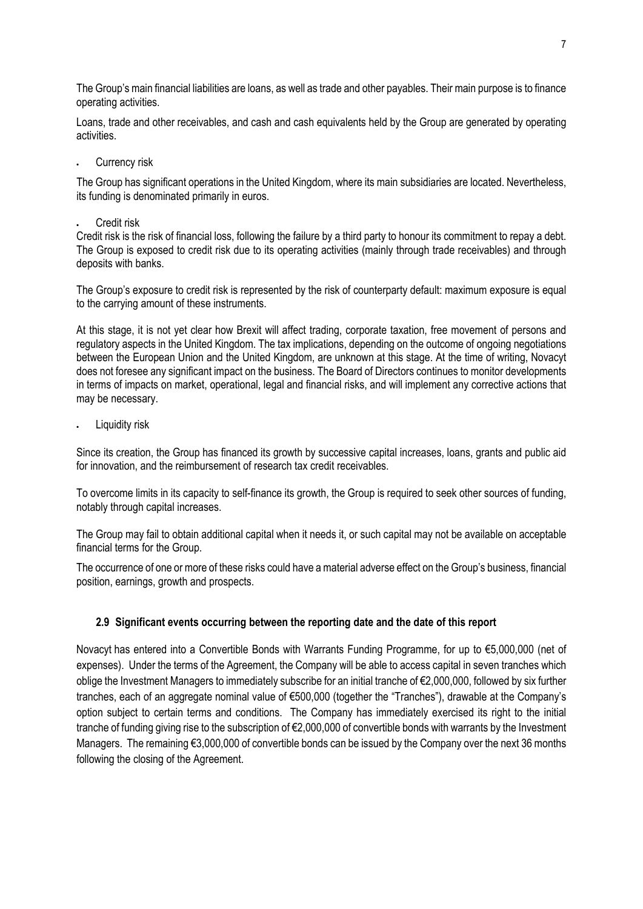The Group's main financial liabilities are loans, as well as trade and other payables. Their main purpose is to finance operating activities.

Loans, trade and other receivables, and cash and cash equivalents held by the Group are generated by operating activities.

- Currency risk

The Group has significant operations in the United Kingdom, where its main subsidiaries are located. Nevertheless, its funding is denominated primarily in euros.

- Credit risk

Credit risk is the risk of financial loss, following the failure by a third party to honour its commitment to repay a debt. The Group is exposed to credit risk due to its operating activities (mainly through trade receivables) and through deposits with banks.

The Group's exposure to credit risk is represented by the risk of counterparty default: maximum exposure is equal to the carrying amount of these instruments.

At this stage, it is not yet clear how Brexit will affect trading, corporate taxation, free movement of persons and regulatory aspects in the United Kingdom. The tax implications, depending on the outcome of ongoing negotiations between the European Union and the United Kingdom, are unknown at this stage. At the time of writing, Novacyt does not foresee any significant impact on the business. The Board of Directors continues to monitor developments in terms of impacts on market, operational, legal and financial risks, and will implement any corrective actions that may be necessary.

- Liquidity risk

Since its creation, the Group has financed its growth by successive capital increases, loans, grants and public aid for innovation, and the reimbursement of research tax credit receivables.

To overcome limits in its capacity to self-finance its growth, the Group is required to seek other sources of funding, notably through capital increases.

The Group may fail to obtain additional capital when it needs it, or such capital may not be available on acceptable financial terms for the Group.

The occurrence of one or more of these risks could have a material adverse effect on the Group's business, financial position, earnings, growth and prospects.

### 2.9 Significant events occurring between the reporting date and the date of this report

Novacyt has entered into a Convertible Bonds with Warrants Funding Programme, for up to €5,000,000 (net of expenses). Under the terms of the Agreement, the Company will be able to access capital in seven tranches which oblige the Investment Managers to immediately subscribe for an initial tranche of €2,000,000, followed by six further tranches, each of an aggregate nominal value of €500,000 (together the "Tranches"), drawable at the Company's option subject to certain terms and conditions. The Company has immediately exercised its right to the initial tranche of funding giving rise to the subscription of €2,000,000 of convertible bonds with warrants by the Investment Managers. The remaining €3,000,000 of convertible bonds can be issued by the Company over the next 36 months following the closing of the Agreement.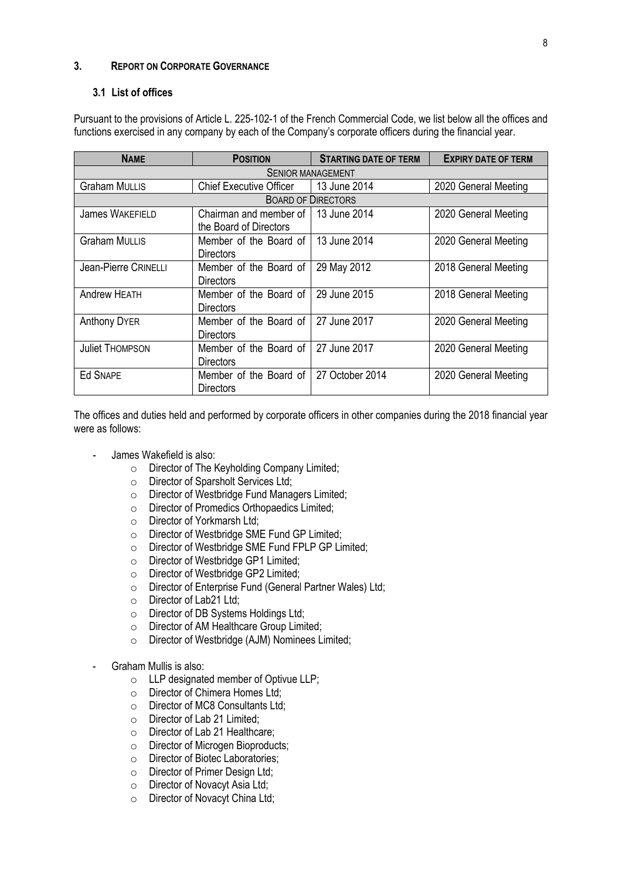## 3. Report on Corporate Governance

### 3.1 List of offices

Pursuant to the provisions of Article L. 225-102-1 of the French Commercial Code, we list below all the offices and functions exercised in any company by each of the Company's corporate officers during the financial year.

| NAME | POSITION | STARTING DATE OF TERM | EXPIRY DATE OF TERM |
|---|---|---|---|
| SENIOR MANAGEMENT | | | |
| Graham MULLIS | Chief Executive Officer | 13 June 2014 | 2020 General Meeting |
| BOARD OF DIRECTORS | | | |
| James WAKEFIELD | Chairman and member of the Board of Directors | 13 June 2014 | 2020 General Meeting |
| Graham MULLIS | Member of the Board of Directors | 13 June 2014 | 2020 General Meeting |
| Jean-Pierre CRINELLI | Member of the Board of Directors | 29 May 2012 | 2018 General Meeting |
| Andrew HEATH | Member of the Board of Directors | 29 June 2015 | 2018 General Meeting |
| Anthony DYER | Member of the Board of Directors | 27 June 2017 | 2020 General Meeting |
| Juliet THOMPSON | Member of the Board of Directors | 27 June 2017 | 2020 General Meeting |
| Ed SNAPE | Member of the Board of Directors | 27 October 2014 | 2020 General Meeting |

The offices and duties held and performed by corporate officers in other companies during the 2018 financial year were as follows:

- James Wakefield is also:
  - Director of The Keyholding Company Limited;
  - Director of Sparsholt Services Ltd;
  - Director of Westbridge Fund Managers Limited;
  - Director of Promedics Orthopaedics Limited;
  - Director of Yorkmarsh Ltd;
  - Director of Westbridge SME Fund GP Limited;
  - Director of Westbridge SME Fund FPLP GP Limited;
  - Director of Westbridge GP1 Limited;
  - Director of Westbridge GP2 Limited;
  - Director of Enterprise Fund (General Partner Wales) Ltd;
  - Director of Lab21 Ltd;
  - Director of DB Systems Holdings Ltd;
  - Director of AM Healthcare Group Limited;
  - Director of Westbridge (AJM) Nominees Limited;

- Graham Mullis is also:
  - LLP designated member of Optivue LLP;
  - Director of Chimera Homes Ltd;
  - Director of MC8 Consultants Ltd;
  - Director of Lab 21 Limited;
  - Director of Lab 21 Healthcare;
  - Director of Microgen Bioproducts;
  - Director of Biotec Laboratories;
  - Director of Primer Design Ltd;
  - Director of Novacyt Asia Ltd;
  - Director of Novacyt China Ltd;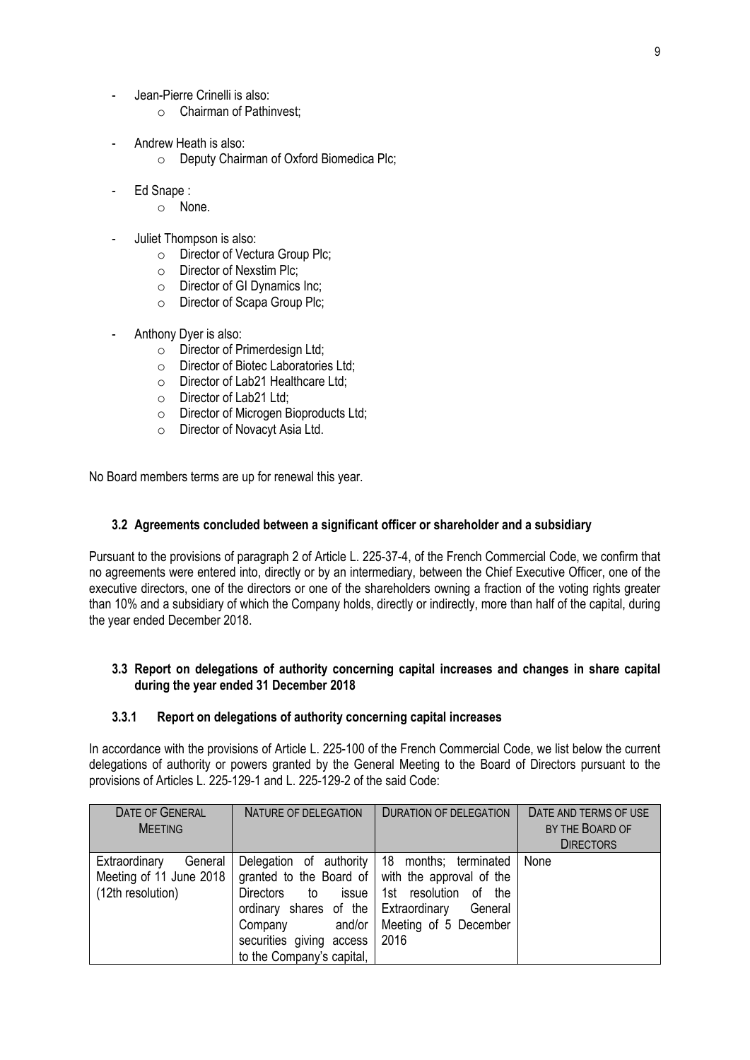- Jean-Pierre Crinelli is also:
    - Chairman of Pathinvest;

- Andrew Heath is also:
    - Deputy Chairman of Oxford Biomedica Plc;

- Ed Snape :
    - None.

- Juliet Thompson is also:
    - Director of Vectura Group Plc;
    - Director of Nexstim Plc;
    - Director of GI Dynamics Inc;
    - Director of Scapa Group Plc;

- Anthony Dyer is also:
    - Director of Primerdesign Ltd;
    - Director of Biotec Laboratories Ltd;
    - Director of Lab21 Healthcare Ltd;
    - Director of Lab21 Ltd;
    - Director of Microgen Bioproducts Ltd;
    - Director of Novacyt Asia Ltd.

No Board members terms are up for renewal this year.

### 3.2 Agreements concluded between a significant officer or shareholder and a subsidiary

Pursuant to the provisions of paragraph 2 of Article L. 225-37-4, of the French Commercial Code, we confirm that no agreements were entered into, directly or by an intermediary, between the Chief Executive Officer, one of the executive directors, one of the directors or one of the shareholders owning a fraction of the voting rights greater than 10% and a subsidiary of which the Company holds, directly or indirectly, more than half of the capital, during the year ended December 2018.

### 3.3 Report on delegations of authority concerning capital increases and changes in share capital during the year ended 31 December 2018

#### 3.3.1 Report on delegations of authority concerning capital increases

In accordance with the provisions of Article L. 225-100 of the French Commercial Code, we list below the current delegations of authority or powers granted by the General Meeting to the Board of Directors pursuant to the provisions of Articles L. 225-129-1 and L. 225-129-2 of the said Code:

| DATE OF GENERAL MEETING | NATURE OF DELEGATION | DURATION OF DELEGATION | DATE AND TERMS OF USE BY THE BOARD OF DIRECTORS |
|---|---|---|---|
| Extraordinary General Meeting of 11 June 2018 (12th resolution) | Delegation of authority granted to the Board of Directors to issue ordinary shares of the Company and/or securities giving access to the Company's capital, | 18 months; terminated with the approval of the 1st resolution of the Extraordinary General Meeting of 5 December 2016 | None |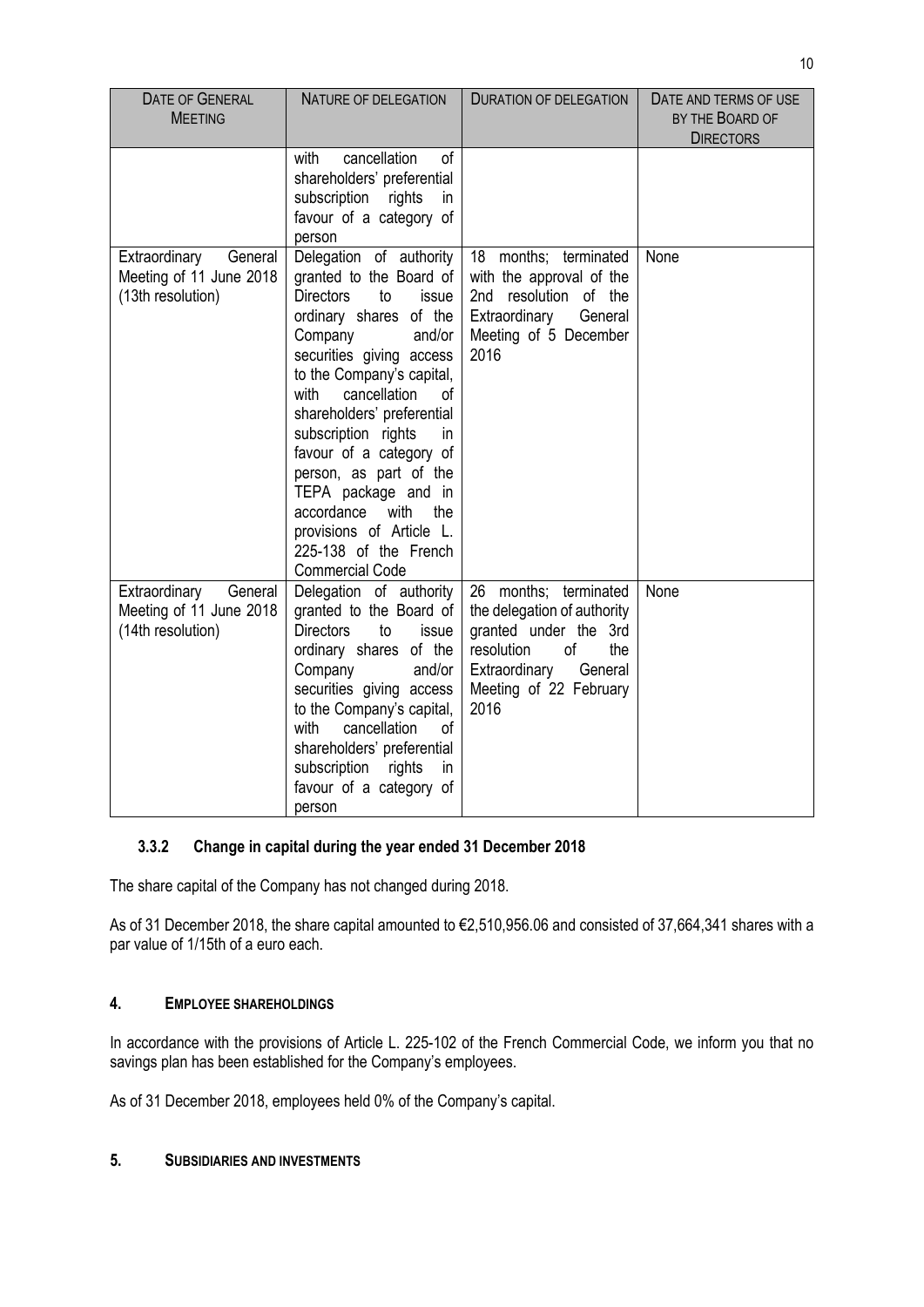| Date of General Meeting | Nature of delegation | Duration of delegation | Date and terms of use by the Board of Directors |
|---|---|---|---|
| | with cancellation of shareholders' preferential subscription rights in favour of a category of person | | |
| Extraordinary General Meeting of 11 June 2018 (13th resolution) | Delegation of authority granted to the Board of Directors to issue ordinary shares of the Company and/or securities giving access to the Company's capital, with cancellation of shareholders' preferential subscription rights in favour of a category of person, as part of the TEPA package and in accordance with the provisions of Article L. 225-138 of the French Commercial Code | 18 months; terminated with the approval of the 2nd resolution of the Extraordinary General Meeting of 5 December 2016 | None |
| Extraordinary General Meeting of 11 June 2018 (14th resolution) | Delegation of authority granted to the Board of Directors to issue ordinary shares of the Company and/or securities giving access to the Company's capital, with cancellation of shareholders' preferential subscription rights in favour of a category of person | 26 months; terminated the delegation of authority granted under the 3rd resolution of the Extraordinary General Meeting of 22 February 2016 | None |

### 3.3.2 Change in capital during the year ended 31 December 2018

The share capital of the Company has not changed during 2018.

As of 31 December 2018, the share capital amounted to €2,510,956.06 and consisted of 37,664,341 shares with a par value of 1/15th of a euro each.

## 4. Employee shareholdings

In accordance with the provisions of Article L. 225-102 of the French Commercial Code, we inform you that no savings plan has been established for the Company's employees.

As of 31 December 2018, employees held 0% of the Company's capital.

## 5. Subsidiaries and investments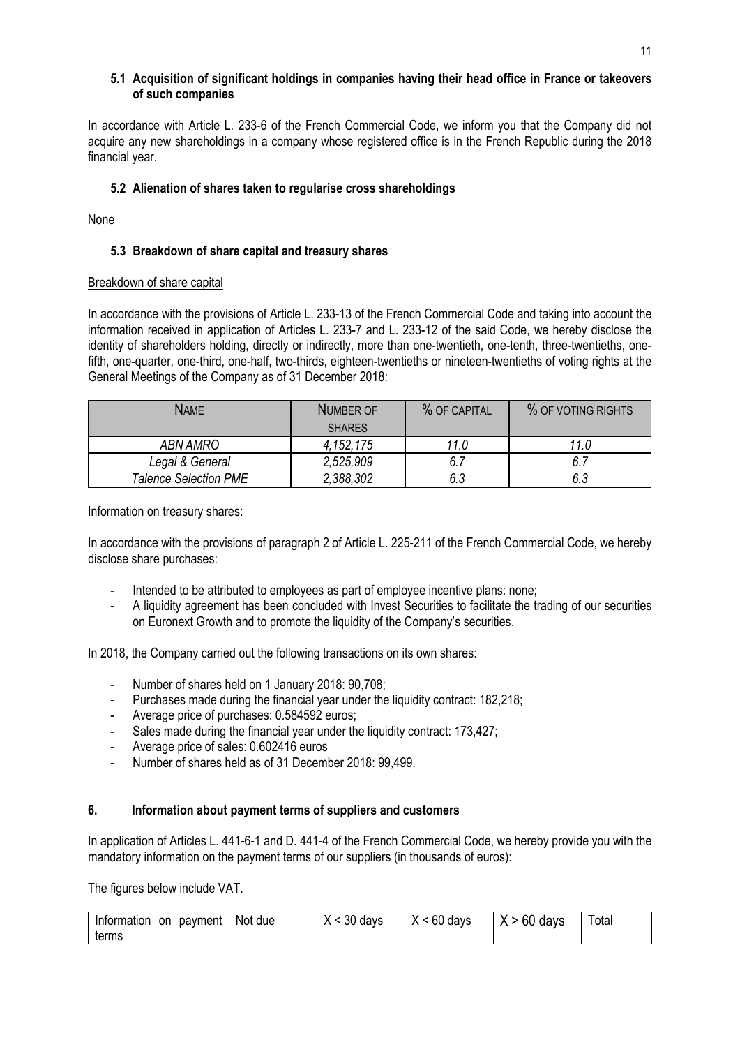### 5.1 Acquisition of significant holdings in companies having their head office in France or takeovers of such companies

In accordance with Article L. 233-6 of the French Commercial Code, we inform you that the Company did not acquire any new shareholdings in a company whose registered office is in the French Republic during the 2018 financial year.

### 5.2 Alienation of shares taken to regularise cross shareholdings

None

### 5.3 Breakdown of share capital and treasury shares

Breakdown of share capital

In accordance with the provisions of Article L. 233-13 of the French Commercial Code and taking into account the information received in application of Articles L. 233-7 and L. 233-12 of the said Code, we hereby disclose the identity of shareholders holding, directly or indirectly, more than one-twentieth, one-tenth, three-twentieths, one-fifth, one-quarter, one-third, one-half, two-thirds, eighteen-twentieths or nineteen-twentieths of voting rights at the General Meetings of the Company as of 31 December 2018:

| NAME | NUMBER OF SHARES | % OF CAPITAL | % OF VOTING RIGHTS |
|---|---|---|---|
| *ABN AMRO* | *4,152,175* | *11.0* | *11.0* |
| *Legal & General* | *2,525,909* | *6.7* | *6.7* |
| *Talence Selection PME* | *2,388,302* | *6.3* | *6.3* |

Information on treasury shares:

In accordance with the provisions of paragraph 2 of Article L. 225-211 of the French Commercial Code, we hereby disclose share purchases:

- Intended to be attributed to employees as part of employee incentive plans: none;
- A liquidity agreement has been concluded with Invest Securities to facilitate the trading of our securities on Euronext Growth and to promote the liquidity of the Company's securities.

In 2018, the Company carried out the following transactions on its own shares:

- Number of shares held on 1 January 2018: 90,708;
- Purchases made during the financial year under the liquidity contract: 182,218;
- Average price of purchases: 0.584592 euros;
- Sales made during the financial year under the liquidity contract: 173,427;
- Average price of sales: 0.602416 euros
- Number of shares held as of 31 December 2018: 99,499.

## 6. Information about payment terms of suppliers and customers

In application of Articles L. 441-6-1 and D. 441-4 of the French Commercial Code, we hereby provide you with the mandatory information on the payment terms of our suppliers (in thousands of euros):

The figures below include VAT.

| Information on payment terms | Not due | X < 30 days | X < 60 days | X > 60 days | Total |
|---|---|---|---|---|---|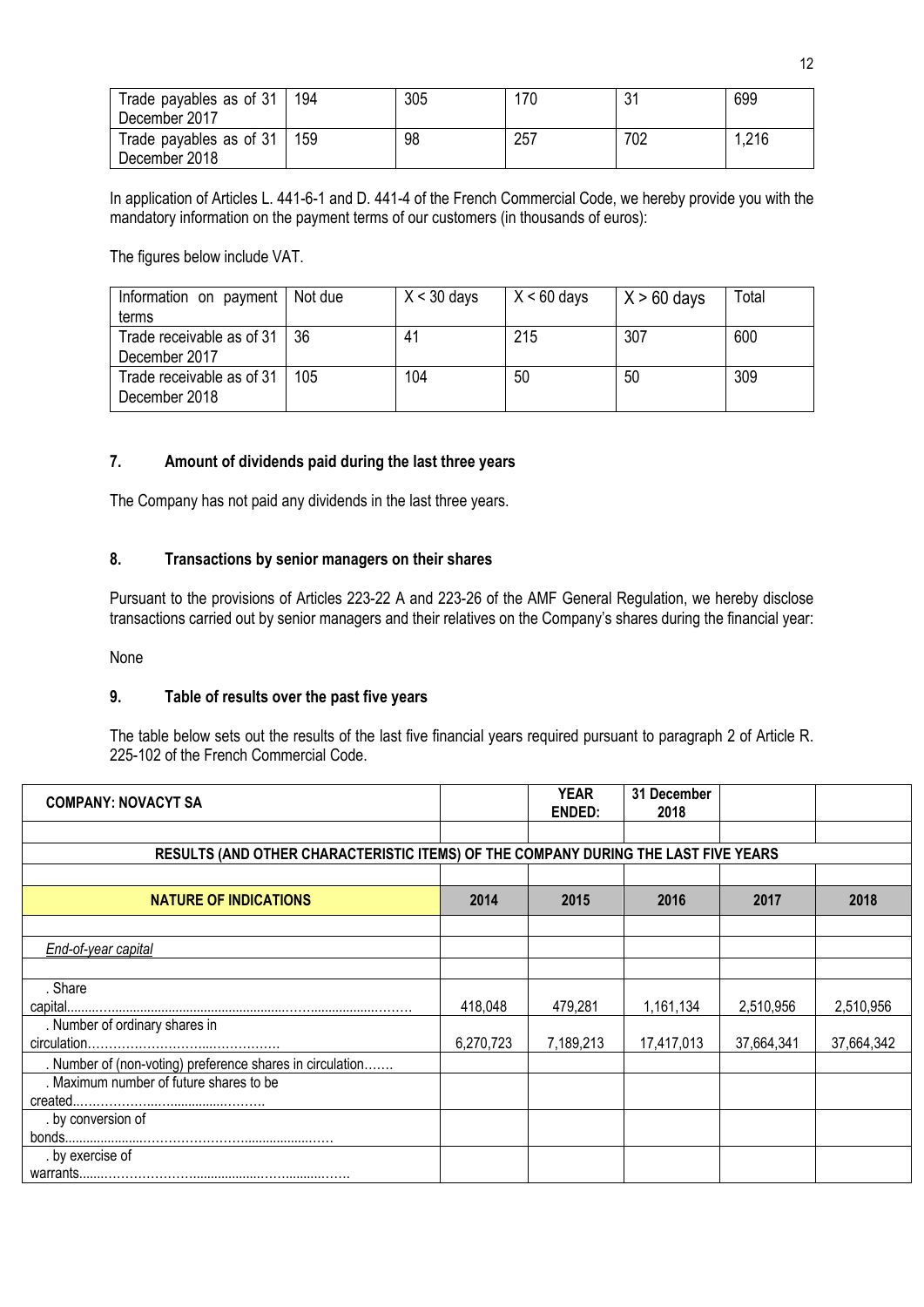| Trade payables as of 31 December 2017 | 194 | 305 | 170 | 31 | 699 |
|---|---|---|---|---|---|
| Trade payables as of 31 December 2018 | 159 | 98 | 257 | 702 | 1,216 |

In application of Articles L. 441-6-1 and D. 441-4 of the French Commercial Code, we hereby provide you with the mandatory information on the payment terms of our customers (in thousands of euros):

The figures below include VAT.

| Information on payment terms | Not due | X < 30 days | X < 60 days | X > 60 days | Total |
|---|---|---|---|---|---|
| Trade receivable as of 31 December 2017 | 36 | 41 | 215 | 307 | 600 |
| Trade receivable as of 31 December 2018 | 105 | 104 | 50 | 50 | 309 |

## 7. Amount of dividends paid during the last three years

The Company has not paid any dividends in the last three years.

## 8. Transactions by senior managers on their shares

Pursuant to the provisions of Articles 223-22 A and 223-26 of the AMF General Regulation, we hereby disclose transactions carried out by senior managers and their relatives on the Company's shares during the financial year:

None

## 9. Table of results over the past five years

The table below sets out the results of the last five financial years required pursuant to paragraph 2 of Article R. 225-102 of the French Commercial Code.

| COMPANY: NOVACYT SA | | YEAR ENDED: | 31 December 2018 | | |
|---|---|---|---|---|---|
| | | | | | |
| **RESULTS (AND OTHER CHARACTERISTIC ITEMS) OF THE COMPANY DURING THE LAST FIVE YEARS** | | | | | |
| | | | | | |
| **NATURE OF INDICATIONS** | **2014** | **2015** | **2016** | **2017** | **2018** |
| | | | | | |
| *End-of-year capital* | | | | | |
| | | | | | |
| . Share capital | 418,048 | 479,281 | 1,161,134 | 2,510,956 | 2,510,956 |
| . Number of ordinary shares in circulation | 6,270,723 | 7,189,213 | 17,417,013 | 37,664,341 | 37,664,342 |
| . Number of (non-voting) preference shares in circulation | | | | | |
| . Maximum number of future shares to be created | | | | | |
| . by conversion of bonds | | | | | |
| . by exercise of warrants | | | | | |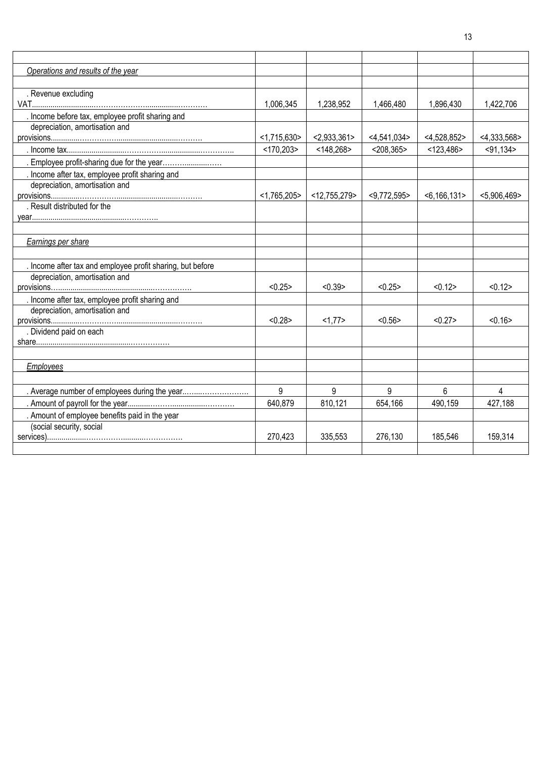| | | | | | |
|---|---|---|---|---|---|
| *Operations and results of the year* | | | | | |
| | | | | | |
| . Revenue excluding VAT.............................………………….............………… | 1,006,345 | 1,238,952 | 1,466,480 | 1,896,430 | 1,422,706 |
| . Income before tax, employee profit sharing and depreciation, amortisation and provisions..............…………….........................……… | <1,715,630> | <2,933,361> | <4,541,034> | <4,528,852> | <4,333,568> |
| . Income tax............................……………...................………….. | <170,203> | <148,268> | <208,365> | <123,486> | <91,134> |
| . Employee profit-sharing due for the year……….............…. | | | | | |
| . Income after tax, employee profit sharing and depreciation, amortisation and provisions..............…………….........................……… | <1,765,205> | <12,755,279> | <9,772,595> | <6,166,131> | <5,906,469> |
| . Result distributed for the year...........................................………….. | | | | | |
| | | | | | |
| *Earnings per share* | | | | | |
| | | | | | |
| . Income after tax and employee profit sharing, but before depreciation, amortisation and provisions….............................................…………… | <0.25> | <0.39> | <0.25> | <0.12> | <0.12> |
| . Income after tax, employee profit sharing and depreciation, amortisation and provisions..............…………….........................……… | <0.28> | <1,77> | <0.56> | <0.27> | <0.16> |
| . Dividend paid on each share.............................................…………… | | | | | |
| | | | | | |
| *Employees* | | | | | |
| | | | | | |
| . Average number of employees during the year...…....……………….. | 9 | 9 | 9 | 6 | 4 |
| . Amount of payroll for the year...........………................………… | 640,879 | 810,121 | 654,166 | 490,159 | 427,188 |
| . Amount of employee benefits paid in the year (social security, social services)...................…………..........…………… | 270,423 | 335,553 | 276,130 | 185,546 | 159,314 |
| | | | | | |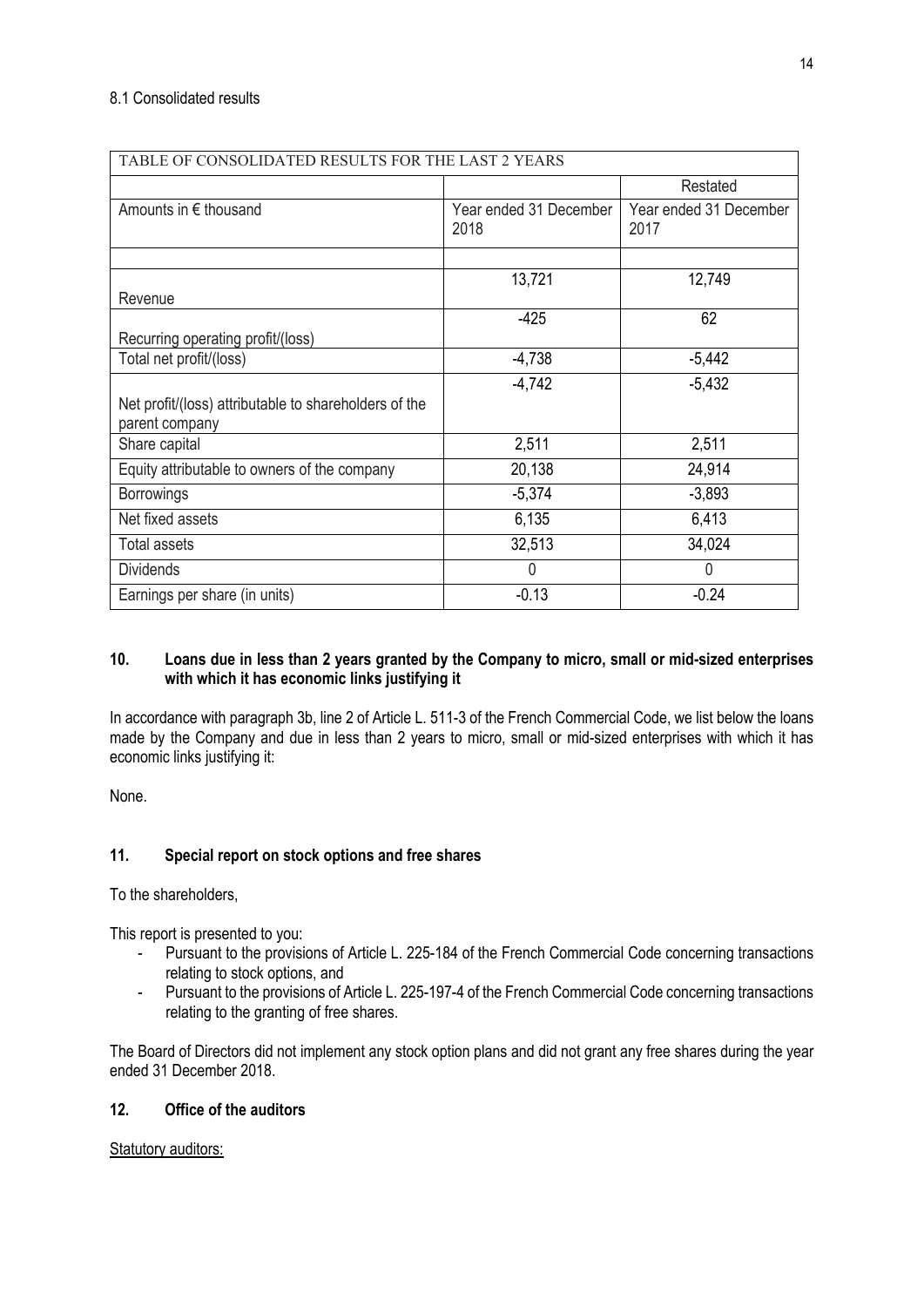8.1 Consolidated results

| TABLE OF CONSOLIDATED RESULTS FOR THE LAST 2 YEARS | | |
|---|---|---|
| | | Restated |
| Amounts in € thousand | Year ended 31 December 2018 | Year ended 31 December 2017 |
| | | |
| Revenue | 13,721 | 12,749 |
| Recurring operating profit/(loss) | -425 | 62 |
| Total net profit/(loss) | -4,738 | -5,442 |
| Net profit/(loss) attributable to shareholders of the parent company | -4,742 | -5,432 |
| Share capital | 2,511 | 2,511 |
| Equity attributable to owners of the company | 20,138 | 24,914 |
| Borrowings | -5,374 | -3,893 |
| Net fixed assets | 6,135 | 6,413 |
| Total assets | 32,513 | 34,024 |
| Dividends | 0 | 0 |
| Earnings per share (in units) | -0.13 | -0.24 |

## 10. Loans due in less than 2 years granted by the Company to micro, small or mid-sized enterprises with which it has economic links justifying it

In accordance with paragraph 3b, line 2 of Article L. 511-3 of the French Commercial Code, we list below the loans made by the Company and due in less than 2 years to micro, small or mid-sized enterprises with which it has economic links justifying it:

None.

## 11. Special report on stock options and free shares

To the shareholders,

This report is presented to you:

- Pursuant to the provisions of Article L. 225-184 of the French Commercial Code concerning transactions relating to stock options, and
- Pursuant to the provisions of Article L. 225-197-4 of the French Commercial Code concerning transactions relating to the granting of free shares.

The Board of Directors did not implement any stock option plans and did not grant any free shares during the year ended 31 December 2018.

## 12. Office of the auditors

Statutory auditors: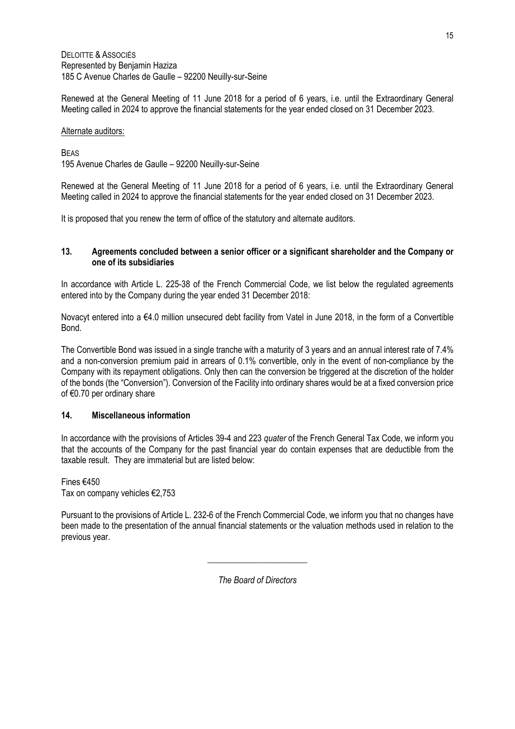DELOITTE & ASSOCIÉS
Represented by Benjamin Haziza
185 C Avenue Charles de Gaulle – 92200 Neuilly-sur-Seine

Renewed at the General Meeting of 11 June 2018 for a period of 6 years, i.e. until the Extraordinary General Meeting called in 2024 to approve the financial statements for the year ended closed on 31 December 2023.

Alternate auditors:

BEAS
195 Avenue Charles de Gaulle – 92200 Neuilly-sur-Seine

Renewed at the General Meeting of 11 June 2018 for a period of 6 years, i.e. until the Extraordinary General Meeting called in 2024 to approve the financial statements for the year ended closed on 31 December 2023.

It is proposed that you renew the term of office of the statutory and alternate auditors.

## 13. Agreements concluded between a senior officer or a significant shareholder and the Company or one of its subsidiaries

In accordance with Article L. 225-38 of the French Commercial Code, we list below the regulated agreements entered into by the Company during the year ended 31 December 2018:

Novacyt entered into a €4.0 million unsecured debt facility from Vatel in June 2018, in the form of a Convertible Bond.

The Convertible Bond was issued in a single tranche with a maturity of 3 years and an annual interest rate of 7.4% and a non-conversion premium paid in arrears of 0.1% convertible, only in the event of non-compliance by the Company with its repayment obligations. Only then can the conversion be triggered at the discretion of the holder of the bonds (the "Conversion"). Conversion of the Facility into ordinary shares would be at a fixed conversion price of €0.70 per ordinary share

## 14. Miscellaneous information

In accordance with the provisions of Articles 39-4 and 223 *quater* of the French General Tax Code, we inform you that the accounts of the Company for the past financial year do contain expenses that are deductible from the taxable result. They are immaterial but are listed below:

Fines €450
Tax on company vehicles €2,753

Pursuant to the provisions of Article L. 232-6 of the French Commercial Code, we inform you that no changes have been made to the presentation of the annual financial statements or the valuation methods used in relation to the previous year.

---

*The Board of Directors*